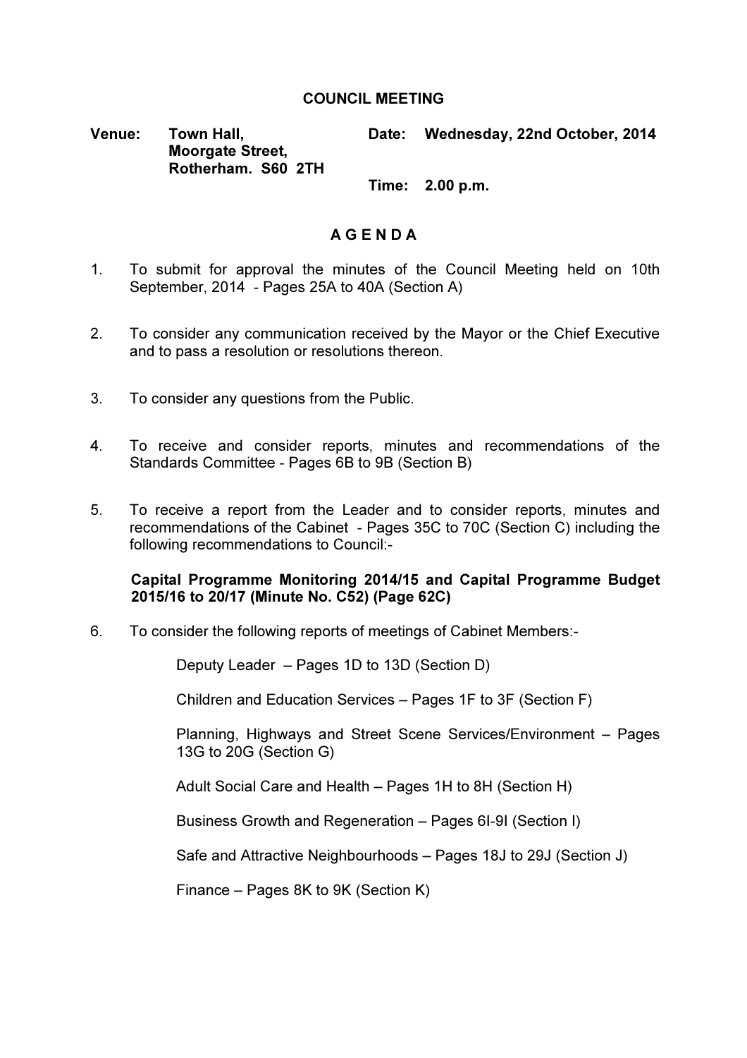# COUNCIL MEETING

**Venue:** **Town Hall, Moorgate Street, Rotherham. S60 2TH**

**Date:** **Wednesday, 22nd October, 2014**

**Time:** **2.00 p.m.**

## A G E N D A

1. To submit for approval the minutes of the Council Meeting held on 10th September, 2014 - Pages 25A to 40A (Section A)

2. To consider any communication received by the Mayor or the Chief Executive and to pass a resolution or resolutions thereon.

3. To consider any questions from the Public.

4. To receive and consider reports, minutes and recommendations of the Standards Committee - Pages 6B to 9B (Section B)

5. To receive a report from the Leader and to consider reports, minutes and recommendations of the Cabinet - Pages 35C to 70C (Section C) including the following recommendations to Council:-

   **Capital Programme Monitoring 2014/15 and Capital Programme Budget 2015/16 to 20/17 (Minute No. C52) (Page 62C)**

6. To consider the following reports of meetings of Cabinet Members:-

   Deputy Leader – Pages 1D to 13D (Section D)

   Children and Education Services – Pages 1F to 3F (Section F)

   Planning, Highways and Street Scene Services/Environment – Pages 13G to 20G (Section G)

   Adult Social Care and Health – Pages 1H to 8H (Section H)

   Business Growth and Regeneration – Pages 6I-9I (Section I)

   Safe and Attractive Neighbourhoods – Pages 18J to 29J (Section J)

   Finance – Pages 8K to 9K (Section K)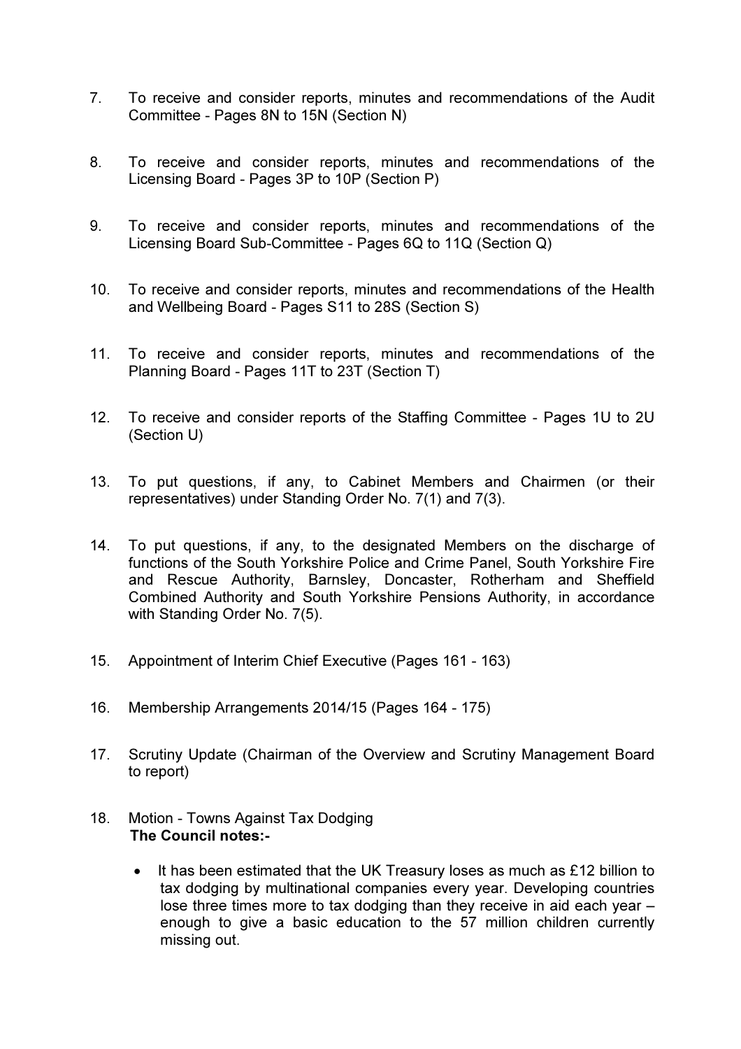7. To receive and consider reports, minutes and recommendations of the Audit Committee - Pages 8N to 15N (Section N)

8. To receive and consider reports, minutes and recommendations of the Licensing Board - Pages 3P to 10P (Section P)

9. To receive and consider reports, minutes and recommendations of the Licensing Board Sub-Committee - Pages 6Q to 11Q (Section Q)

10. To receive and consider reports, minutes and recommendations of the Health and Wellbeing Board - Pages S11 to 28S (Section S)

11. To receive and consider reports, minutes and recommendations of the Planning Board - Pages 11T to 23T (Section T)

12. To receive and consider reports of the Staffing Committee - Pages 1U to 2U (Section U)

13. To put questions, if any, to Cabinet Members and Chairmen (or their representatives) under Standing Order No. 7(1) and 7(3).

14. To put questions, if any, to the designated Members on the discharge of functions of the South Yorkshire Police and Crime Panel, South Yorkshire Fire and Rescue Authority, Barnsley, Doncaster, Rotherham and Sheffield Combined Authority and South Yorkshire Pensions Authority, in accordance with Standing Order No. 7(5).

15. Appointment of Interim Chief Executive (Pages 161 - 163)

16. Membership Arrangements 2014/15 (Pages 164 - 175)

17. Scrutiny Update (Chairman of the Overview and Scrutiny Management Board to report)

18. Motion - Towns Against Tax Dodging

    **The Council notes:-**

    - It has been estimated that the UK Treasury loses as much as £12 billion to tax dodging by multinational companies every year. Developing countries lose three times more to tax dodging than they receive in aid each year – enough to give a basic education to the 57 million children currently missing out.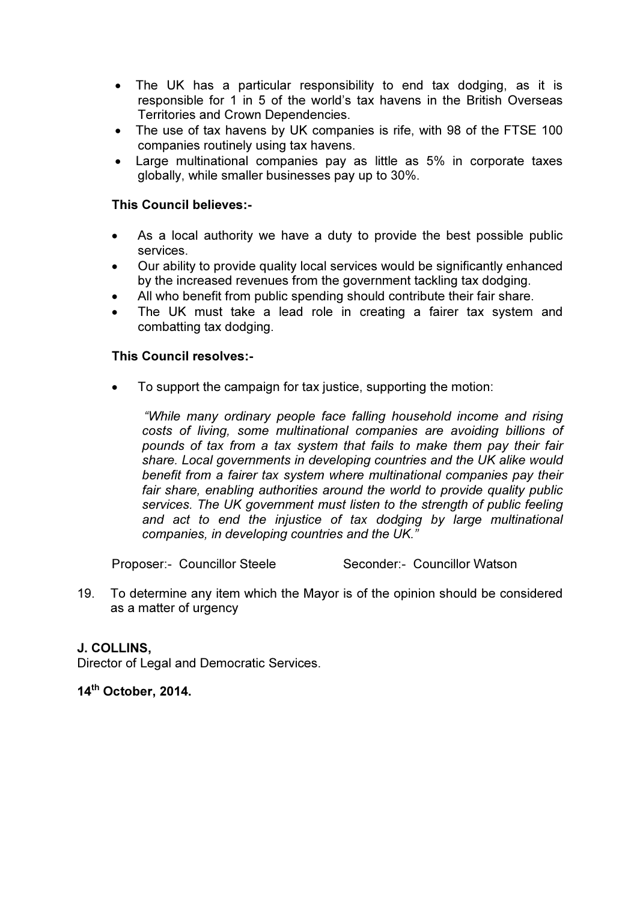- The UK has a particular responsibility to end tax dodging, as it is responsible for 1 in 5 of the world's tax havens in the British Overseas Territories and Crown Dependencies.
- The use of tax havens by UK companies is rife, with 98 of the FTSE 100 companies routinely using tax havens.
- Large multinational companies pay as little as 5% in corporate taxes globally, while smaller businesses pay up to 30%.

**This Council believes:-**

- As a local authority we have a duty to provide the best possible public services.
- Our ability to provide quality local services would be significantly enhanced by the increased revenues from the government tackling tax dodging.
- All who benefit from public spending should contribute their fair share.
- The UK must take a lead role in creating a fairer tax system and combatting tax dodging.

**This Council resolves:-**

- To support the campaign for tax justice, supporting the motion:

  *"While many ordinary people face falling household income and rising costs of living, some multinational companies are avoiding billions of pounds of tax from a tax system that fails to make them pay their fair share. Local governments in developing countries and the UK alike would benefit from a fairer tax system where multinational companies pay their fair share, enabling authorities around the world to provide quality public services. The UK government must listen to the strength of public feeling and act to end the injustice of tax dodging by large multinational companies, in developing countries and the UK."*

Proposer:- Councillor Steele          Seconder:- Councillor Watson

19. To determine any item which the Mayor is of the opinion should be considered as a matter of urgency

**J. COLLINS,**
Director of Legal and Democratic Services.

**14th October, 2014.**